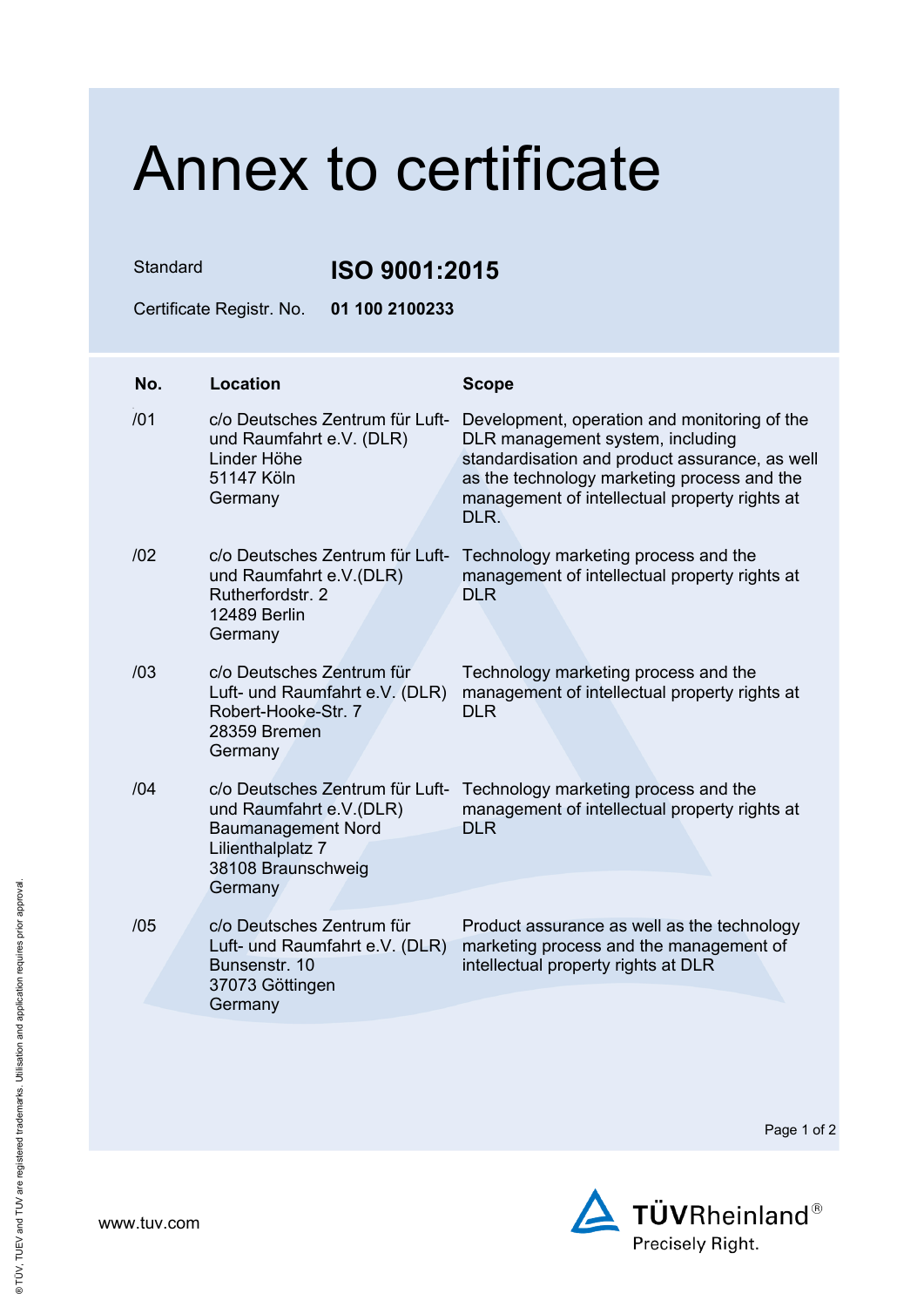# Annex to certificate

Standard **ISO 9001:2015**

Certificate Registr. No. **01 100 2100233**

| No. | Location | Scope |
| --- | --- | --- |
| /01 | c/o Deutsches Zentrum für Luft- und Raumfahrt e.V. (DLR)<br>Linder Höhe<br>51147 Köln<br>Germany | Development, operation and monitoring of the DLR management system, including standardisation and product assurance, as well as the technology marketing process and the management of intellectual property rights at DLR. |
| /02 | c/o Deutsches Zentrum für Luft- und Raumfahrt e.V.(DLR)<br>Rutherfordstr. 2<br>12489 Berlin<br>Germany | Technology marketing process and the management of intellectual property rights at DLR |
| /03 | c/o Deutsches Zentrum für Luft- und Raumfahrt e.V. (DLR)<br>Robert-Hooke-Str. 7<br>28359 Bremen<br>Germany | Technology marketing process and the management of intellectual property rights at DLR |
| /04 | c/o Deutsches Zentrum für Luft- und Raumfahrt e.V.(DLR)<br>Baumanagement Nord<br>Lilienthalplatz 7<br>38108 Braunschweig<br>Germany | Technology marketing process and the management of intellectual property rights at DLR |
| /05 | c/o Deutsches Zentrum für Luft- und Raumfahrt e.V. (DLR)<br>Bunsenstr. 10<br>37073 Göttingen<br>Germany | Product assurance as well as the technology marketing process and the management of intellectual property rights at DLR |

www.tuv.com

TÜVRheinland®
Precisely Right.

® TÜV, TUEV and TUV are registered trademarks. Utilisation and application requires prior approval.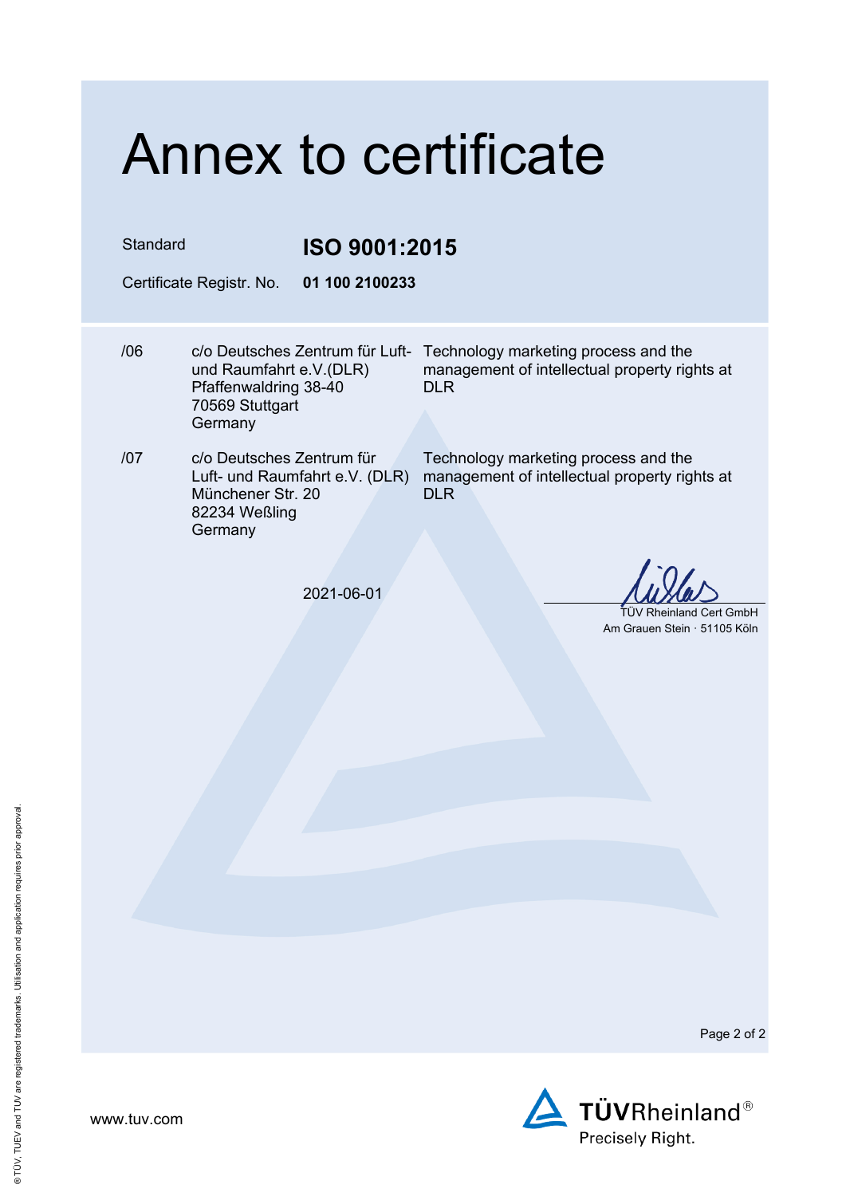# Annex to certificate

Standard **ISO 9001:2015**

Certificate Registr. No. **01 100 2100233**

| | | |
|---|---|---|
| /06 | c/o Deutsches Zentrum für Luft- und Raumfahrt e.V.(DLR)<br>Pfaffenwaldring 38-40<br>70569 Stuttgart<br>Germany | Technology marketing process and the management of intellectual property rights at DLR |
| /07 | c/o Deutsches Zentrum für Luft- und Raumfahrt e.V. (DLR)<br>Münchener Str. 20<br>82234 Weßling<br>Germany | Technology marketing process and the management of intellectual property rights at DLR |

2021-06-01

TÜV Rheinland Cert GmbH
Am Grauen Stein · 51105 Köln

www.tuv.com

TÜVRheinland®
Precisely Right.

® TÜV, TUEV and TUV are registered trademarks. Utilisation and application requires prior approval.